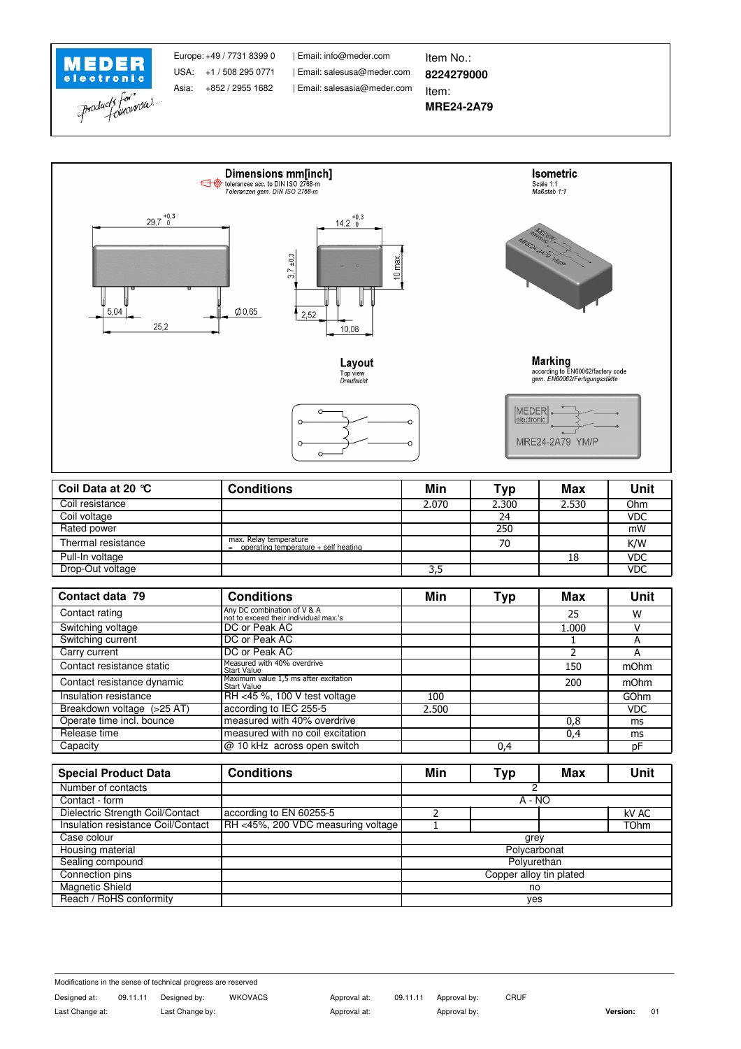**MEDER electronic**

Europe: +49 / 7731 8399 0 | Email: info@meder.com
USA: +1 / 508 295 0771 | Email: salesusa@meder.com
Asia: +852 / 2955 1682 | Email: salesasia@meder.com

Item No.:
**8224279000**
Item:
**MRE24-2A79**

## Dimensions mm[inch]

tolerances acc. to DIN ISO 2768-m
*Toleranzen gem. DIN ISO 2768-m*

29,7 +0,3/0 — 14,2 +0,3/0 — 3,7 ±0,3 — 10 max. — 5,04 — 25,2 — Ø0,65 — 2,52 — 10,08

## Isometric

Scale 1:1
*Maßstab 1:1*

## Layout

Top view
*Draufsicht*

## Marking

according to EN60062/factory code
*gem. EN60062/Fertigungsstätte*

MEDER electronic
MRE24-2A79 YM/P

| Coil Data at 20 °C | Conditions | Min | Typ | Max | Unit |
|---|---|---|---|---|---|
| Coil resistance | | 2.070 | 2.300 | 2.530 | Ohm |
| Coil voltage | | | 24 | | VDC |
| Rated power | | | 250 | | mW |
| Thermal resistance | max. Relay temperature = operating temperature + self heating | | 70 | | K/W |
| Pull-In voltage | | | | 18 | VDC |
| Drop-Out voltage | | 3,5 | | | VDC |

| Contact data 79 | Conditions | Min | Typ | Max | Unit |
|---|---|---|---|---|---|
| Contact rating | Any DC combination of V & A not to exceed their individual max.'s | | | 25 | W |
| Switching voltage | DC or Peak AC | | | 1.000 | V |
| Switching current | DC or Peak AC | | | 1 | A |
| Carry current | DC or Peak AC | | | 2 | A |
| Contact resistance static | Measured with 40% overdrive Start Value | | | 150 | mOhm |
| Contact resistance dynamic | Maximum value 1,5 ms after excitation Start Value | | | 200 | mOhm |
| Insulation resistance | RH <45 %, 100 V test voltage | 100 | | | GOhm |
| Breakdown voltage (>25 AT) | according to IEC 255-5 | 2.500 | | | VDC |
| Operate time incl. bounce | measured with 40% overdrive | | | 0,8 | ms |
| Release time | measured with no coil excitation | | | 0,4 | ms |
| Capacity | @ 10 kHz across open switch | | 0,4 | | pF |

| Special Product Data | Conditions | Min | Typ | Max | Unit |
|---|---|---|---|---|---|
| Number of contacts | | | 2 | | |
| Contact - form | | | A - NO | | |
| Dielectric Strength Coil/Contact | according to EN 60255-5 | 2 | | | kV AC |
| Insulation resistance Coil/Contact | RH <45%, 200 VDC measuring voltage | 1 | | | TOhm |
| Case colour | | | grey | | |
| Housing material | | | Polycarbonat | | |
| Sealing compound | | | Polyurethan | | |
| Connection pins | | | Copper alloy tin plated | | |
| Magnetic Shield | | | no | | |
| Reach / RoHS conformity | | | yes | | |

Modifications in the sense of technical progress are reserved

| Designed at: | 09.11.11 | Designed by: | WKOVACS | Approval at: | 09.11.11 | Approval by: | CRUF | | |
|---|---|---|---|---|---|---|---|---|---|
| Last Change at: | | Last Change by: | | Approval at: | | Approval by: | | **Version:** | 01 |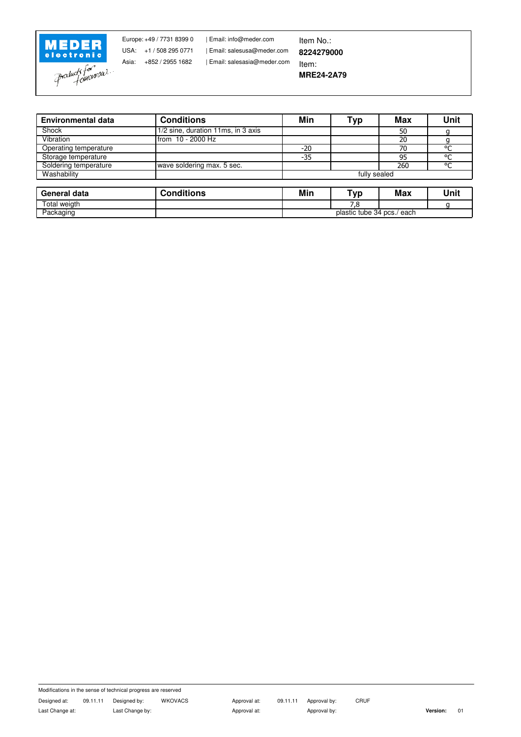| Environmental data | Conditions | Min | Typ | Max | Unit |
|---|---|---|---|---|---|
| Shock | 1/2 sine, duration 11ms, in 3 axis | | | 50 | g |
| Vibration | from 10 - 2000 Hz | | | 20 | g |
| Operating temperature | | -20 | | 70 | °C |
| Storage temperature | | -35 | | 95 | °C |
| Soldering temperature | wave soldering max. 5 sec. | | | 260 | °C |
| Washability | | fully sealed | | | |

| General data | Conditions | Min | Typ | Max | Unit |
|---|---|---|---|---|---|
| Total weigth | | | 7,8 | | g |
| Packaging | | plastic tube 34 pcs./ each | | | |

Modifications in the sense of technical progress are reserved

| | | | | | | | | | |
|---|---|---|---|---|---|---|---|---|---|
| Designed at: | 09.11.11 | Designed by: | WKOVACS | Approval at: | 09.11.11 | Approval by: | CRUF | | |
| Last Change at: | | Last Change by: | | Approval at: | | Approval by: | | **Version:** | 01 |